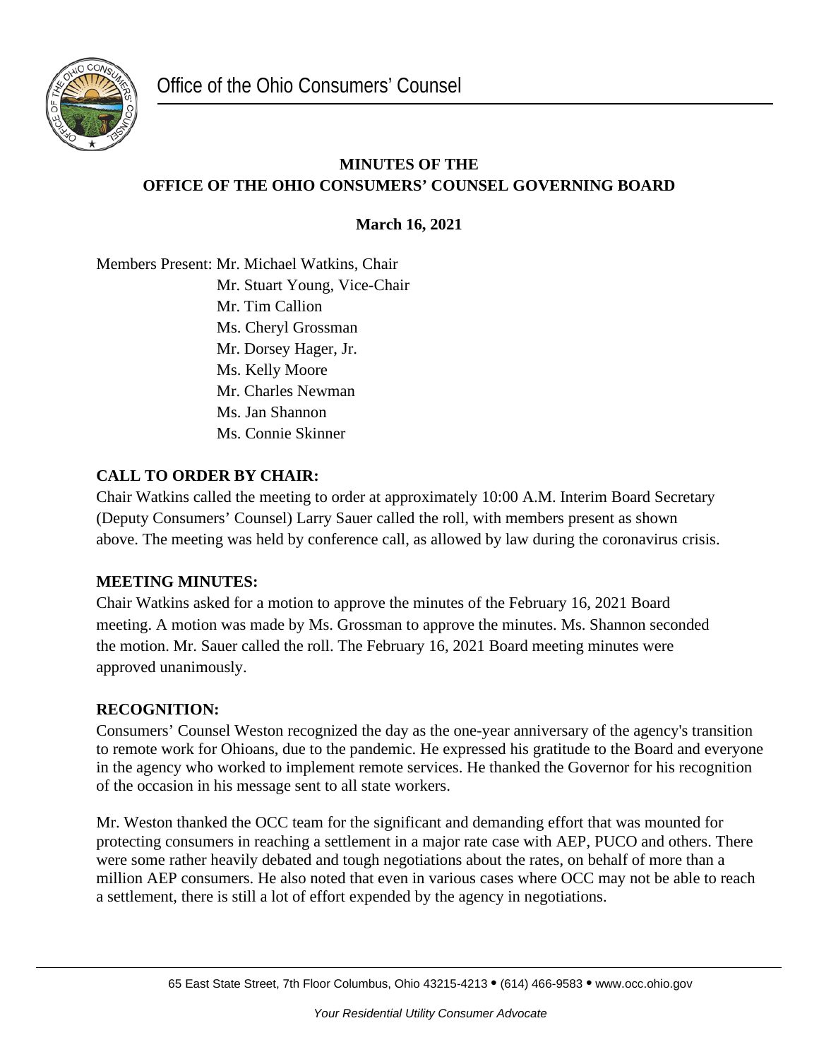Office of the Ohio Consumers' Counsel

**MINUTES OF THE**
**OFFICE OF THE OHIO CONSUMERS' COUNSEL GOVERNING BOARD**

**March 16, 2021**

Members Present: Mr. Michael Watkins, Chair
Mr. Stuart Young, Vice-Chair
Mr. Tim Callion
Ms. Cheryl Grossman
Mr. Dorsey Hager, Jr.
Ms. Kelly Moore
Mr. Charles Newman
Ms. Jan Shannon
Ms. Connie Skinner

## CALL TO ORDER BY CHAIR:

Chair Watkins called the meeting to order at approximately 10:00 A.M. Interim Board Secretary (Deputy Consumers' Counsel) Larry Sauer called the roll, with members present as shown above. The meeting was held by conference call, as allowed by law during the coronavirus crisis.

## MEETING MINUTES:

Chair Watkins asked for a motion to approve the minutes of the February 16, 2021 Board meeting. A motion was made by Ms. Grossman to approve the minutes. Ms. Shannon seconded the motion. Mr. Sauer called the roll. The February 16, 2021 Board meeting minutes were approved unanimously.

## RECOGNITION:

Consumers' Counsel Weston recognized the day as the one-year anniversary of the agency's transition to remote work for Ohioans, due to the pandemic. He expressed his gratitude to the Board and everyone in the agency who worked to implement remote services. He thanked the Governor for his recognition of the occasion in his message sent to all state workers.

Mr. Weston thanked the OCC team for the significant and demanding effort that was mounted for protecting consumers in reaching a settlement in a major rate case with AEP, PUCO and others. There were some rather heavily debated and tough negotiations about the rates, on behalf of more than a million AEP consumers. He also noted that even in various cases where OCC may not be able to reach a settlement, there is still a lot of effort expended by the agency in negotiations.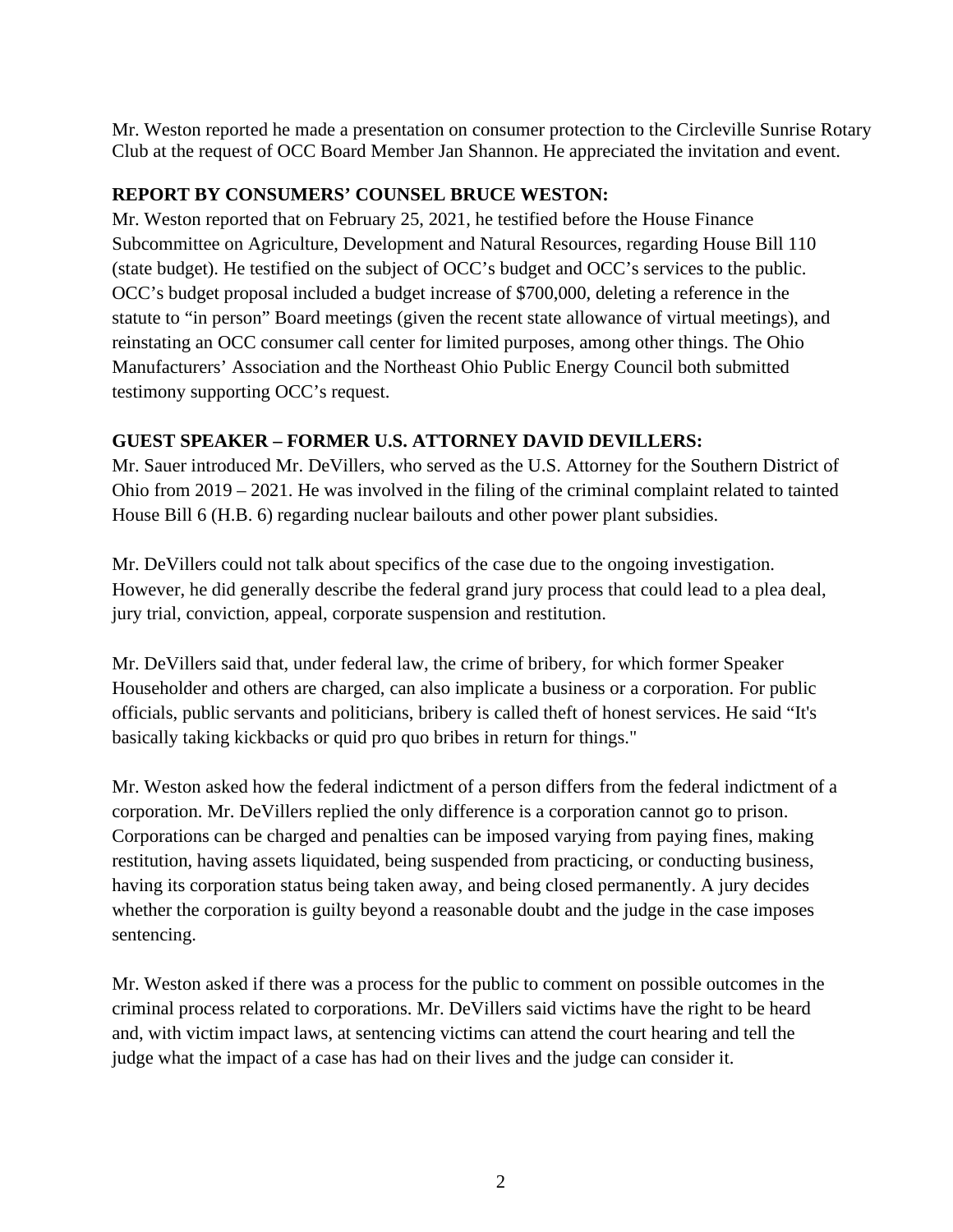Mr. Weston reported he made a presentation on consumer protection to the Circleville Sunrise Rotary Club at the request of OCC Board Member Jan Shannon. He appreciated the invitation and event.

**REPORT BY CONSUMERS' COUNSEL BRUCE WESTON:**

Mr. Weston reported that on February 25, 2021, he testified before the House Finance Subcommittee on Agriculture, Development and Natural Resources, regarding House Bill 110 (state budget). He testified on the subject of OCC's budget and OCC's services to the public. OCC's budget proposal included a budget increase of $700,000, deleting a reference in the statute to "in person" Board meetings (given the recent state allowance of virtual meetings), and reinstating an OCC consumer call center for limited purposes, among other things. The Ohio Manufacturers' Association and the Northeast Ohio Public Energy Council both submitted testimony supporting OCC's request.

**GUEST SPEAKER – FORMER U.S. ATTORNEY DAVID DEVILLERS:**

Mr. Sauer introduced Mr. DeVillers, who served as the U.S. Attorney for the Southern District of Ohio from 2019 – 2021. He was involved in the filing of the criminal complaint related to tainted House Bill 6 (H.B. 6) regarding nuclear bailouts and other power plant subsidies.

Mr. DeVillers could not talk about specifics of the case due to the ongoing investigation. However, he did generally describe the federal grand jury process that could lead to a plea deal, jury trial, conviction, appeal, corporate suspension and restitution.

Mr. DeVillers said that, under federal law, the crime of bribery, for which former Speaker Householder and others are charged, can also implicate a business or a corporation. For public officials, public servants and politicians, bribery is called theft of honest services. He said "It's basically taking kickbacks or quid pro quo bribes in return for things."

Mr. Weston asked how the federal indictment of a person differs from the federal indictment of a corporation. Mr. DeVillers replied the only difference is a corporation cannot go to prison. Corporations can be charged and penalties can be imposed varying from paying fines, making restitution, having assets liquidated, being suspended from practicing, or conducting business, having its corporation status being taken away, and being closed permanently. A jury decides whether the corporation is guilty beyond a reasonable doubt and the judge in the case imposes sentencing.

Mr. Weston asked if there was a process for the public to comment on possible outcomes in the criminal process related to corporations. Mr. DeVillers said victims have the right to be heard and, with victim impact laws, at sentencing victims can attend the court hearing and tell the judge what the impact of a case has had on their lives and the judge can consider it.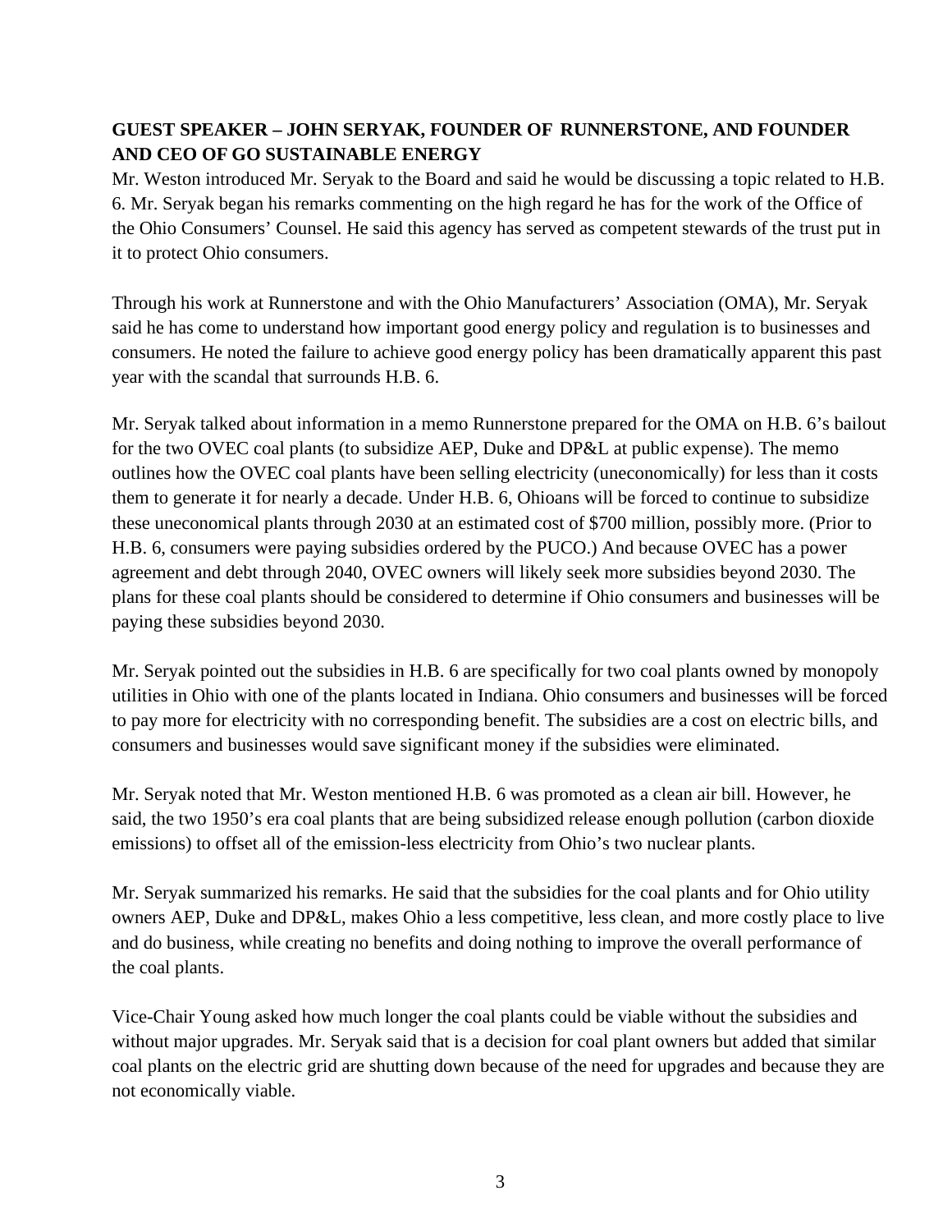**GUEST SPEAKER – JOHN SERYAK, FOUNDER OF RUNNERSTONE, AND FOUNDER AND CEO OF GO SUSTAINABLE ENERGY**

Mr. Weston introduced Mr. Seryak to the Board and said he would be discussing a topic related to H.B. 6. Mr. Seryak began his remarks commenting on the high regard he has for the work of the Office of the Ohio Consumers' Counsel. He said this agency has served as competent stewards of the trust put in it to protect Ohio consumers.

Through his work at Runnerstone and with the Ohio Manufacturers' Association (OMA), Mr. Seryak said he has come to understand how important good energy policy and regulation is to businesses and consumers. He noted the failure to achieve good energy policy has been dramatically apparent this past year with the scandal that surrounds H.B. 6.

Mr. Seryak talked about information in a memo Runnerstone prepared for the OMA on H.B. 6's bailout for the two OVEC coal plants (to subsidize AEP, Duke and DP&L at public expense). The memo outlines how the OVEC coal plants have been selling electricity (uneconomically) for less than it costs them to generate it for nearly a decade. Under H.B. 6, Ohioans will be forced to continue to subsidize these uneconomical plants through 2030 at an estimated cost of $700 million, possibly more. (Prior to H.B. 6, consumers were paying subsidies ordered by the PUCO.) And because OVEC has a power agreement and debt through 2040, OVEC owners will likely seek more subsidies beyond 2030. The plans for these coal plants should be considered to determine if Ohio consumers and businesses will be paying these subsidies beyond 2030.

Mr. Seryak pointed out the subsidies in H.B. 6 are specifically for two coal plants owned by monopoly utilities in Ohio with one of the plants located in Indiana. Ohio consumers and businesses will be forced to pay more for electricity with no corresponding benefit. The subsidies are a cost on electric bills, and consumers and businesses would save significant money if the subsidies were eliminated.

Mr. Seryak noted that Mr. Weston mentioned H.B. 6 was promoted as a clean air bill. However, he said, the two 1950's era coal plants that are being subsidized release enough pollution (carbon dioxide emissions) to offset all of the emission-less electricity from Ohio's two nuclear plants.

Mr. Seryak summarized his remarks. He said that the subsidies for the coal plants and for Ohio utility owners AEP, Duke and DP&L, makes Ohio a less competitive, less clean, and more costly place to live and do business, while creating no benefits and doing nothing to improve the overall performance of the coal plants.

Vice-Chair Young asked how much longer the coal plants could be viable without the subsidies and without major upgrades. Mr. Seryak said that is a decision for coal plant owners but added that similar coal plants on the electric grid are shutting down because of the need for upgrades and because they are not economically viable.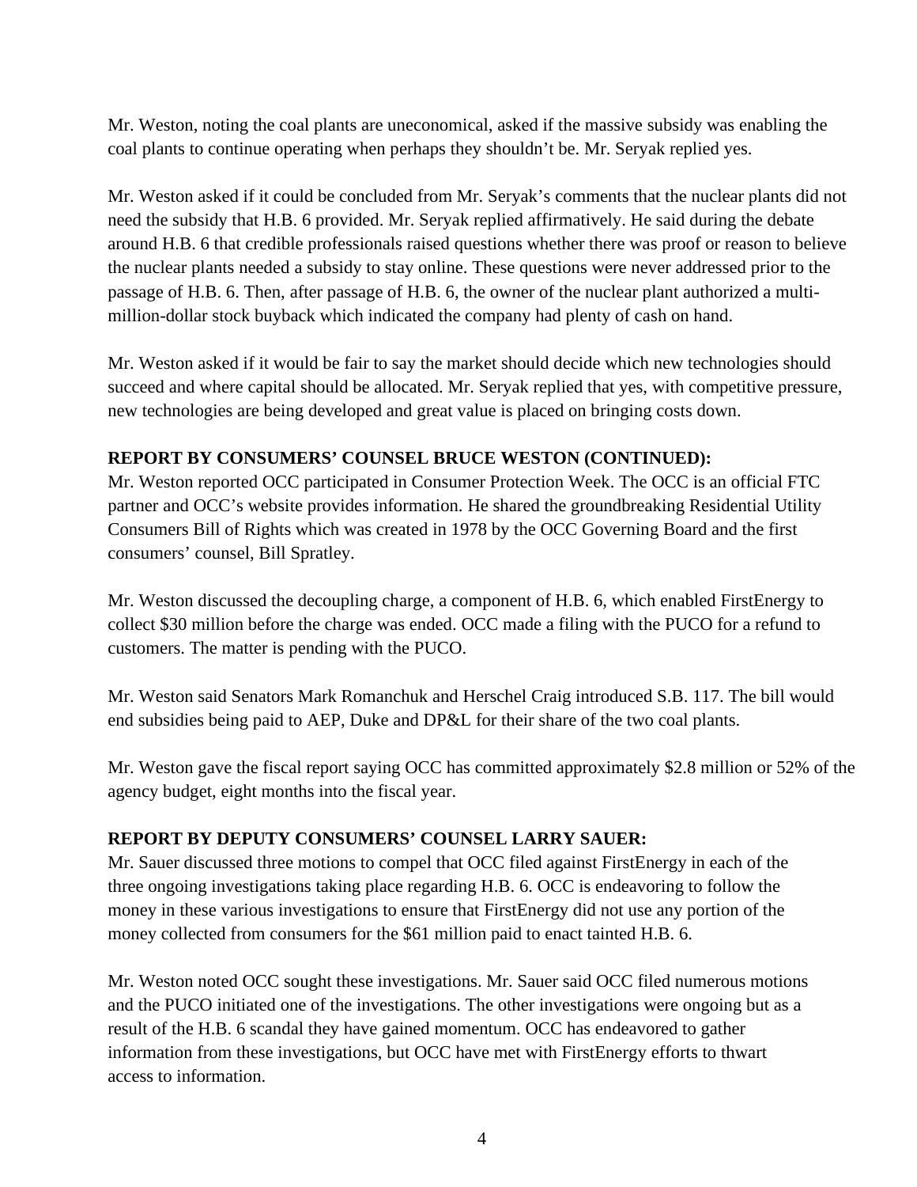Mr. Weston, noting the coal plants are uneconomical, asked if the massive subsidy was enabling the coal plants to continue operating when perhaps they shouldn't be. Mr. Seryak replied yes.

Mr. Weston asked if it could be concluded from Mr. Seryak's comments that the nuclear plants did not need the subsidy that H.B. 6 provided. Mr. Seryak replied affirmatively. He said during the debate around H.B. 6 that credible professionals raised questions whether there was proof or reason to believe the nuclear plants needed a subsidy to stay online. These questions were never addressed prior to the passage of H.B. 6. Then, after passage of H.B. 6, the owner of the nuclear plant authorized a multi-million-dollar stock buyback which indicated the company had plenty of cash on hand.

Mr. Weston asked if it would be fair to say the market should decide which new technologies should succeed and where capital should be allocated. Mr. Seryak replied that yes, with competitive pressure, new technologies are being developed and great value is placed on bringing costs down.

**REPORT BY CONSUMERS' COUNSEL BRUCE WESTON (CONTINUED):**

Mr. Weston reported OCC participated in Consumer Protection Week. The OCC is an official FTC partner and OCC's website provides information. He shared the groundbreaking Residential Utility Consumers Bill of Rights which was created in 1978 by the OCC Governing Board and the first consumers' counsel, Bill Spratley.

Mr. Weston discussed the decoupling charge, a component of H.B. 6, which enabled FirstEnergy to collect $30 million before the charge was ended. OCC made a filing with the PUCO for a refund to customers. The matter is pending with the PUCO.

Mr. Weston said Senators Mark Romanchuk and Herschel Craig introduced S.B. 117. The bill would end subsidies being paid to AEP, Duke and DP&L for their share of the two coal plants.

Mr. Weston gave the fiscal report saying OCC has committed approximately $2.8 million or 52% of the agency budget, eight months into the fiscal year.

**REPORT BY DEPUTY CONSUMERS' COUNSEL LARRY SAUER:**

Mr. Sauer discussed three motions to compel that OCC filed against FirstEnergy in each of the three ongoing investigations taking place regarding H.B. 6. OCC is endeavoring to follow the money in these various investigations to ensure that FirstEnergy did not use any portion of the money collected from consumers for the $61 million paid to enact tainted H.B. 6.

Mr. Weston noted OCC sought these investigations. Mr. Sauer said OCC filed numerous motions and the PUCO initiated one of the investigations. The other investigations were ongoing but as a result of the H.B. 6 scandal they have gained momentum. OCC has endeavored to gather information from these investigations, but OCC have met with FirstEnergy efforts to thwart access to information.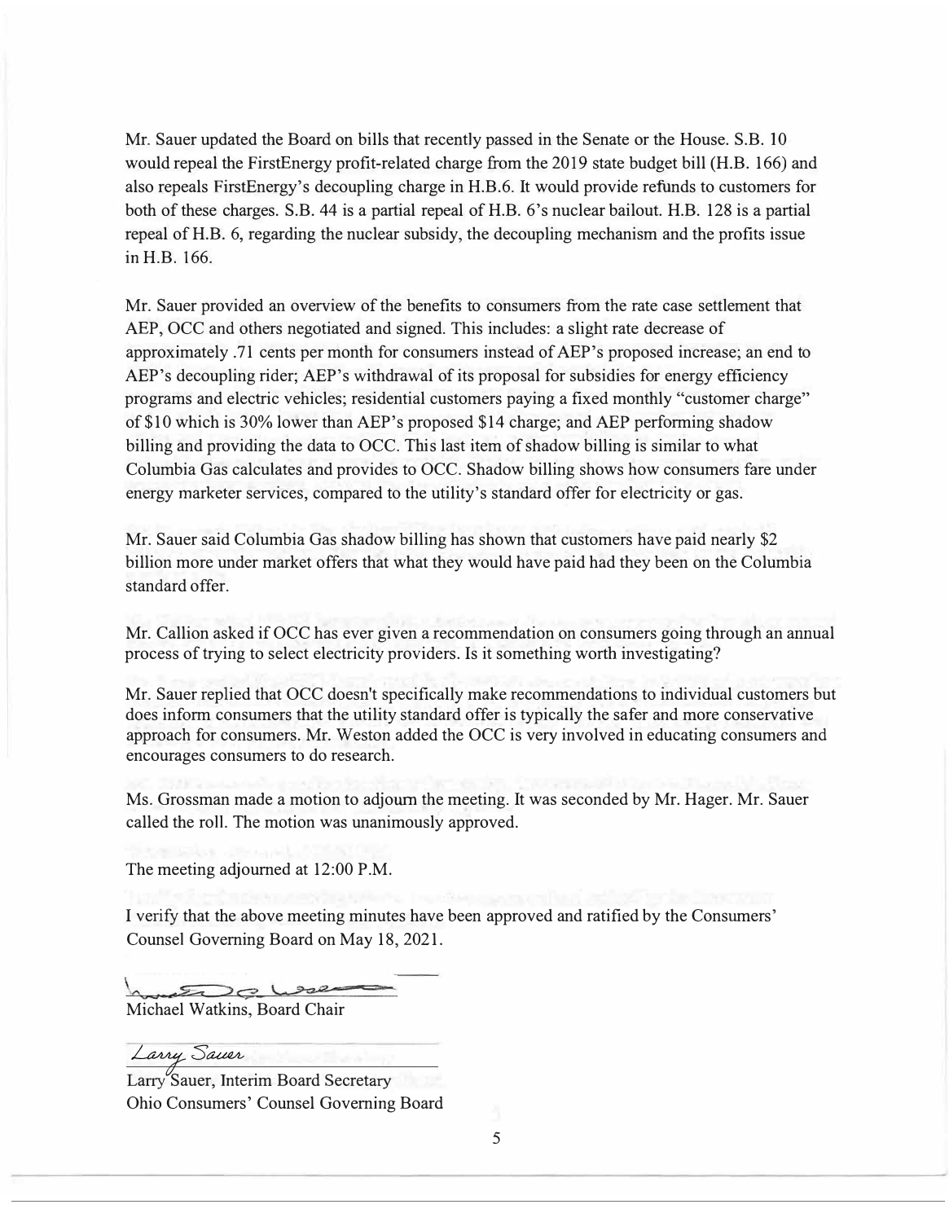Mr. Sauer updated the Board on bills that recently passed in the Senate or the House. S.B. 10 would repeal the FirstEnergy profit-related charge from the 2019 state budget bill (H.B. 166) and also repeals FirstEnergy's decoupling charge in H.B.6. It would provide refunds to customers for both of these charges. S.B. 44 is a partial repeal of H.B. 6's nuclear bailout. H.B. 128 is a partial repeal of H.B. 6, regarding the nuclear subsidy, the decoupling mechanism and the profits issue in H.B. 166.

Mr. Sauer provided an overview of the benefits to consumers from the rate case settlement that AEP, OCC and others negotiated and signed. This includes: a slight rate decrease of approximately .71 cents per month for consumers instead of AEP's proposed increase; an end to AEP's decoupling rider; AEP's withdrawal of its proposal for subsidies for energy efficiency programs and electric vehicles; residential customers paying a fixed monthly "customer charge" of $10 which is 30% lower than AEP's proposed $14 charge; and AEP performing shadow billing and providing the data to OCC. This last item of shadow billing is similar to what Columbia Gas calculates and provides to OCC. Shadow billing shows how consumers fare under energy marketer services, compared to the utility's standard offer for electricity or gas.

Mr. Sauer said Columbia Gas shadow billing has shown that customers have paid nearly $2 billion more under market offers that what they would have paid had they been on the Columbia standard offer.

Mr. Callion asked if OCC has ever given a recommendation on consumers going through an annual process of trying to select electricity providers. Is it something worth investigating?

Mr. Sauer replied that OCC doesn't specifically make recommendations to individual customers but does inform consumers that the utility standard offer is typically the safer and more conservative approach for consumers. Mr. Weston added the OCC is very involved in educating consumers and encourages consumers to do research.

Ms. Grossman made a motion to adjourn the meeting. It was seconded by Mr. Hager. Mr. Sauer called the roll. The motion was unanimously approved.

The meeting adjourned at 12:00 P.M.

I verify that the above meeting minutes have been approved and ratified by the Consumers' Counsel Governing Board on May 18, 2021.

Michael Watkins, Board Chair

*Larry Sauer*

Larry Sauer, Interim Board Secretary
Ohio Consumers' Counsel Governing Board